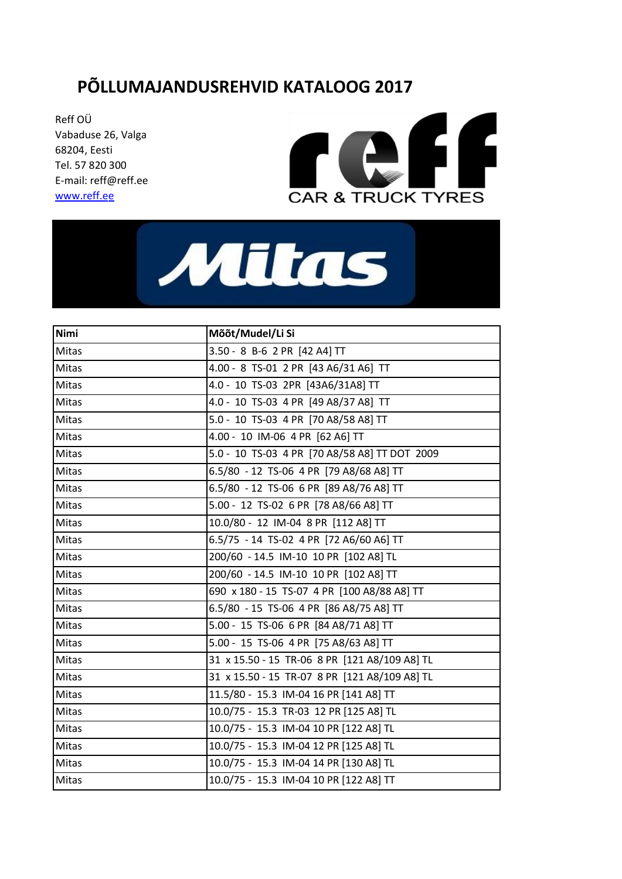# PÕLLUMAJANDUSREHVID KATALOOG 2017

Reff OÜ
Vabaduse 26, Valga
68204, Eesti
Tel. 57 820 300
E-mail: reff@reff.ee
www.reff.ee

| Nimi | Mõõt/Mudel/Li Si |
|---|---|
| Mitas | 3.50 - 8 B-6 2 PR [42 A4] TT |
| Mitas | 4.00 - 8 TS-01 2 PR [43 A6/31 A6] TT |
| Mitas | 4.0 - 10 TS-03 2PR [43A6/31A8] TT |
| Mitas | 4.0 - 10 TS-03 4 PR [49 A8/37 A8] TT |
| Mitas | 5.0 - 10 TS-03 4 PR [70 A8/58 A8] TT |
| Mitas | 4.00 - 10 IM-06 4 PR [62 A6] TT |
| Mitas | 5.0 - 10 TS-03 4 PR [70 A8/58 A8] TT DOT 2009 |
| Mitas | 6.5/80 - 12 TS-06 4 PR [79 A8/68 A8] TT |
| Mitas | 6.5/80 - 12 TS-06 6 PR [89 A8/76 A8] TT |
| Mitas | 5.00 - 12 TS-02 6 PR [78 A8/66 A8] TT |
| Mitas | 10.0/80 - 12 IM-04 8 PR [112 A8] TT |
| Mitas | 6.5/75 - 14 TS-02 4 PR [72 A6/60 A6] TT |
| Mitas | 200/60 - 14.5 IM-10 10 PR [102 A8] TL |
| Mitas | 200/60 - 14.5 IM-10 10 PR [102 A8] TT |
| Mitas | 690 x 180 - 15 TS-07 4 PR [100 A8/88 A8] TT |
| Mitas | 6.5/80 - 15 TS-06 4 PR [86 A8/75 A8] TT |
| Mitas | 5.00 - 15 TS-06 6 PR [84 A8/71 A8] TT |
| Mitas | 5.00 - 15 TS-06 4 PR [75 A8/63 A8] TT |
| Mitas | 31 x 15.50 - 15 TR-06 8 PR [121 A8/109 A8] TL |
| Mitas | 31 x 15.50 - 15 TR-07 8 PR [121 A8/109 A8] TL |
| Mitas | 11.5/80 - 15.3 IM-04 16 PR [141 A8] TT |
| Mitas | 10.0/75 - 15.3 TR-03 12 PR [125 A8] TL |
| Mitas | 10.0/75 - 15.3 IM-04 10 PR [122 A8] TL |
| Mitas | 10.0/75 - 15.3 IM-04 12 PR [125 A8] TL |
| Mitas | 10.0/75 - 15.3 IM-04 14 PR [130 A8] TL |
| Mitas | 10.0/75 - 15.3 IM-04 10 PR [122 A8] TT |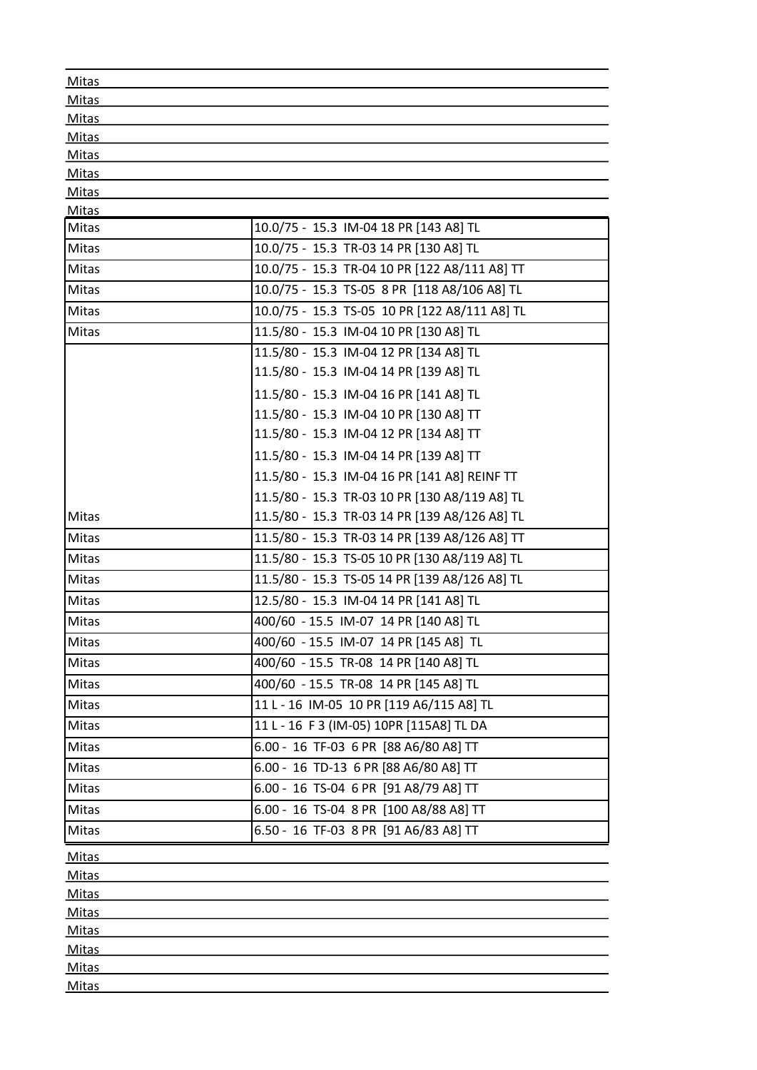| | |
|---|---|
| Mitas | |
| Mitas | |
| Mitas | |
| Mitas | |
| Mitas | |
| Mitas | |
| Mitas | |
| Mitas | |
| Mitas | 10.0/75 - 15.3 IM-04 18 PR [143 A8] TL |
| Mitas | 10.0/75 - 15.3 TR-03 14 PR [130 A8] TL |
| Mitas | 10.0/75 - 15.3 TR-04 10 PR [122 A8/111 A8] TT |
| Mitas | 10.0/75 - 15.3 TS-05 8 PR [118 A8/106 A8] TL |
| Mitas | 10.0/75 - 15.3 TS-05 10 PR [122 A8/111 A8] TL |
| Mitas | 11.5/80 - 15.3 IM-04 10 PR [130 A8] TL |
| Mitas | 11.5/80 - 15.3 IM-04 12 PR [134 A8] TL<br>11.5/80 - 15.3 IM-04 14 PR [139 A8] TL<br>11.5/80 - 15.3 IM-04 16 PR [141 A8] TL<br>11.5/80 - 15.3 IM-04 10 PR [130 A8] TT<br>11.5/80 - 15.3 IM-04 12 PR [134 A8] TT<br>11.5/80 - 15.3 IM-04 14 PR [139 A8] TT<br>11.5/80 - 15.3 IM-04 16 PR [141 A8] REINF TT<br>11.5/80 - 15.3 TR-03 10 PR [130 A8/119 A8] TL<br>11.5/80 - 15.3 TR-03 14 PR [139 A8/126 A8] TL |
| Mitas | 11.5/80 - 15.3 TR-03 14 PR [139 A8/126 A8] TT |
| Mitas | 11.5/80 - 15.3 TS-05 10 PR [130 A8/119 A8] TL |
| Mitas | 11.5/80 - 15.3 TS-05 14 PR [139 A8/126 A8] TL |
| Mitas | 12.5/80 - 15.3 IM-04 14 PR [141 A8] TL |
| Mitas | 400/60 - 15.5 IM-07 14 PR [140 A8] TL |
| Mitas | 400/60 - 15.5 IM-07 14 PR [145 A8] TL |
| Mitas | 400/60 - 15.5 TR-08 14 PR [140 A8] TL |
| Mitas | 400/60 - 15.5 TR-08 14 PR [145 A8] TL |
| Mitas | 11 L - 16 IM-05 10 PR [119 A6/115 A8] TL |
| Mitas | 11 L - 16 F 3 (IM-05) 10PR [115A8] TL DA |
| Mitas | 6.00 - 16 TF-03 6 PR [88 A6/80 A8] TT |
| Mitas | 6.00 - 16 TD-13 6 PR [88 A6/80 A8] TT |
| Mitas | 6.00 - 16 TS-04 6 PR [91 A8/79 A8] TT |
| Mitas | 6.00 - 16 TS-04 8 PR [100 A8/88 A8] TT |
| Mitas | 6.50 - 16 TF-03 8 PR [91 A6/83 A8] TT |
| Mitas | |
| Mitas | |
| Mitas | |
| Mitas | |
| Mitas | |
| Mitas | |
| Mitas | |
| Mitas | |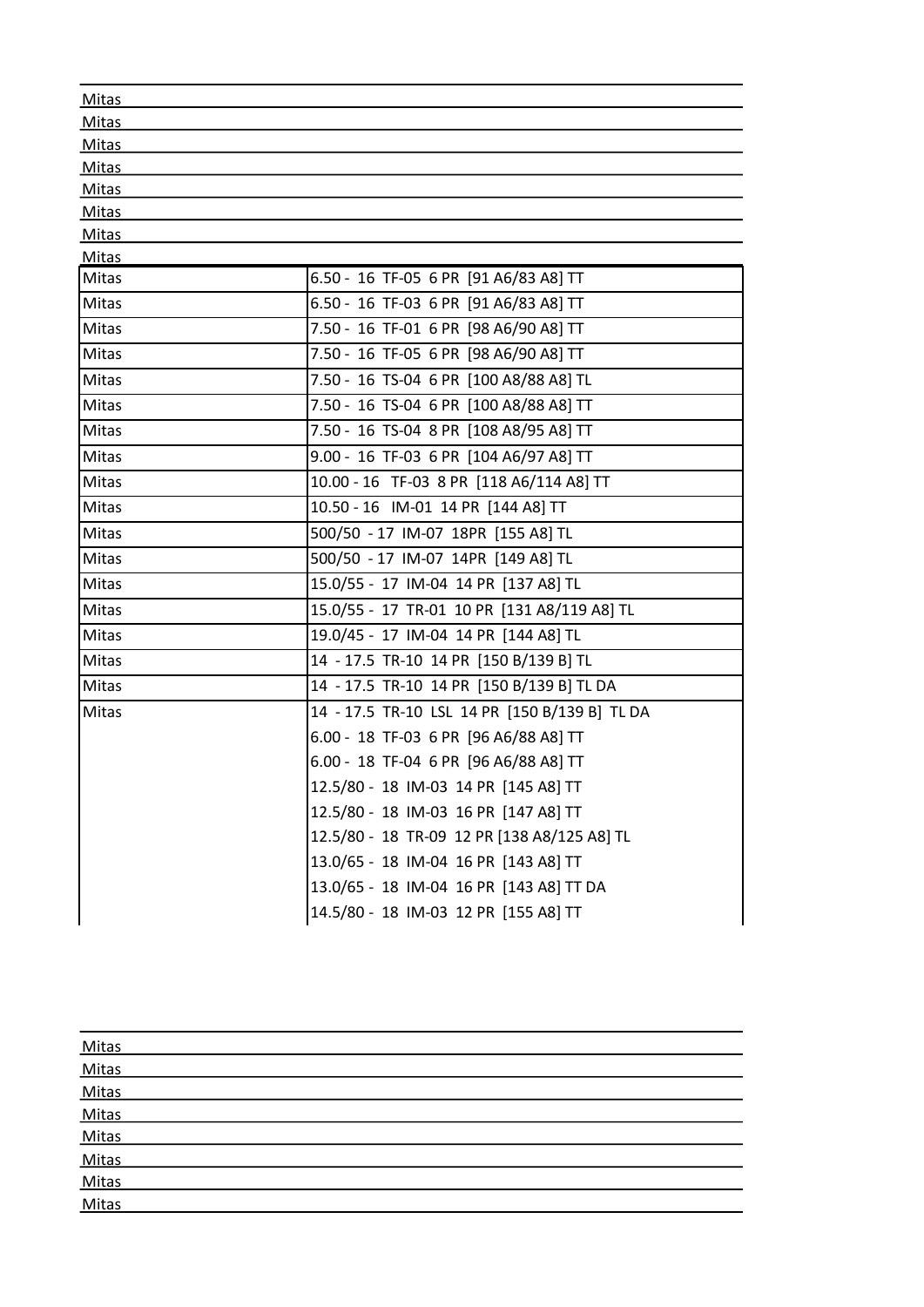Mitas
Mitas
Mitas
Mitas
Mitas
Mitas
Mitas
Mitas

| | |
|---|---|
| Mitas | 6.50 - 16 TF-05 6 PR [91 A6/83 A8] TT |
| Mitas | 6.50 - 16 TF-03 6 PR [91 A6/83 A8] TT |
| Mitas | 7.50 - 16 TF-01 6 PR [98 A6/90 A8] TT |
| Mitas | 7.50 - 16 TF-05 6 PR [98 A6/90 A8] TT |
| Mitas | 7.50 - 16 TS-04 6 PR [100 A8/88 A8] TL |
| Mitas | 7.50 - 16 TS-04 6 PR [100 A8/88 A8] TT |
| Mitas | 7.50 - 16 TS-04 8 PR [108 A8/95 A8] TT |
| Mitas | 9.00 - 16 TF-03 6 PR [104 A6/97 A8] TT |
| Mitas | 10.00 - 16 TF-03 8 PR [118 A6/114 A8] TT |
| Mitas | 10.50 - 16 IM-01 14 PR [144 A8] TT |
| Mitas | 500/50 - 17 IM-07 18PR [155 A8] TL |
| Mitas | 500/50 - 17 IM-07 14PR [149 A8] TL |
| Mitas | 15.0/55 - 17 IM-04 14 PR [137 A8] TL |
| Mitas | 15.0/55 - 17 TR-01 10 PR [131 A8/119 A8] TL |
| Mitas | 19.0/45 - 17 IM-04 14 PR [144 A8] TL |
| Mitas | 14 - 17.5 TR-10 14 PR [150 B/139 B] TL |
| Mitas | 14 - 17.5 TR-10 14 PR [150 B/139 B] TL DA |
| Mitas | 14 - 17.5 TR-10 LSL 14 PR [150 B/139 B] TL DA |
| | 6.00 - 18 TF-03 6 PR [96 A6/88 A8] TT |
| | 6.00 - 18 TF-04 6 PR [96 A6/88 A8] TT |
| | 12.5/80 - 18 IM-03 14 PR [145 A8] TT |
| | 12.5/80 - 18 IM-03 16 PR [147 A8] TT |
| | 12.5/80 - 18 TR-09 12 PR [138 A8/125 A8] TL |
| | 13.0/65 - 18 IM-04 16 PR [143 A8] TT |
| | 13.0/65 - 18 IM-04 16 PR [143 A8] TT DA |
| | 14.5/80 - 18 IM-03 12 PR [155 A8] TT |

Mitas
Mitas
Mitas
Mitas
Mitas
Mitas
Mitas
Mitas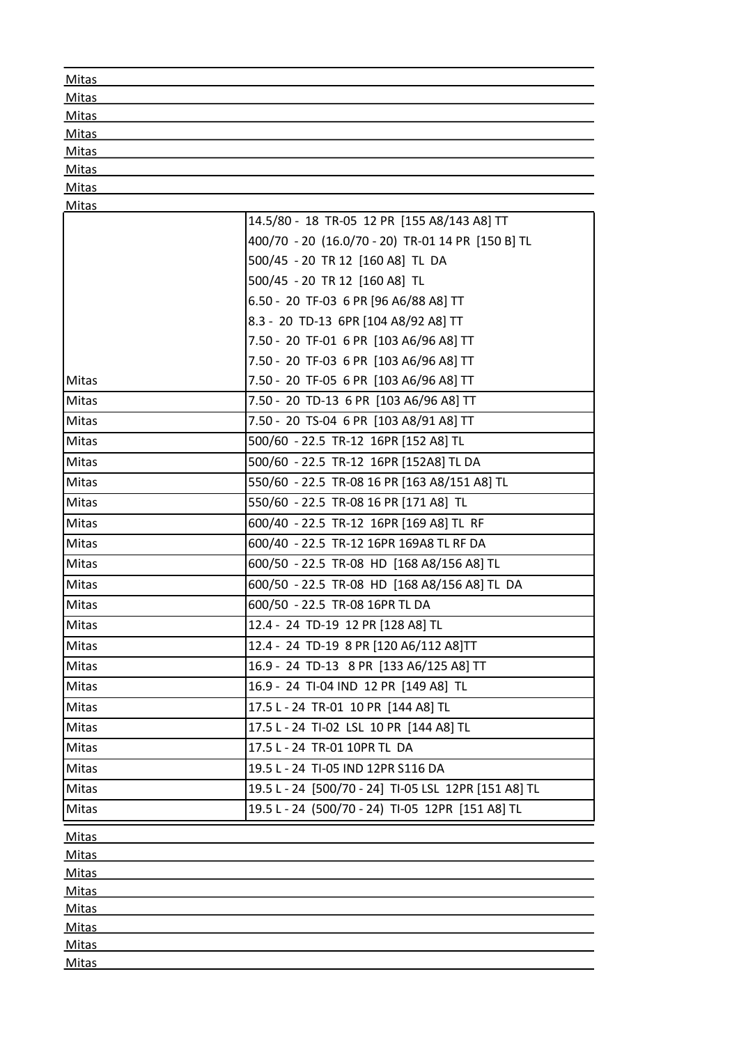| | |
|---|---|
| Mitas | |
| Mitas | |
| Mitas | |
| Mitas | |
| Mitas | |
| Mitas | |
| Mitas | |
| Mitas | |
| | 14.5/80 - 18 TR-05 12 PR [155 A8/143 A8] TT |
| | 400/70 - 20 (16.0/70 - 20) TR-01 14 PR [150 B] TL |
| | 500/45 - 20 TR 12 [160 A8] TL DA |
| | 500/45 - 20 TR 12 [160 A8] TL |
| | 6.50 - 20 TF-03 6 PR [96 A6/88 A8] TT |
| | 8.3 - 20 TD-13 6PR [104 A8/92 A8] TT |
| | 7.50 - 20 TF-01 6 PR [103 A6/96 A8] TT |
| | 7.50 - 20 TF-03 6 PR [103 A6/96 A8] TT |
| Mitas | 7.50 - 20 TF-05 6 PR [103 A6/96 A8] TT |
| Mitas | 7.50 - 20 TD-13 6 PR [103 A6/96 A8] TT |
| Mitas | 7.50 - 20 TS-04 6 PR [103 A8/91 A8] TT |
| Mitas | 500/60 - 22.5 TR-12 16PR [152 A8] TL |
| Mitas | 500/60 - 22.5 TR-12 16PR [152A8] TL DA |
| Mitas | 550/60 - 22.5 TR-08 16 PR [163 A8/151 A8] TL |
| Mitas | 550/60 - 22.5 TR-08 16 PR [171 A8] TL |
| Mitas | 600/40 - 22.5 TR-12 16PR [169 A8] TL RF |
| Mitas | 600/40 - 22.5 TR-12 16PR 169A8 TL RF DA |
| Mitas | 600/50 - 22.5 TR-08 HD [168 A8/156 A8] TL |
| Mitas | 600/50 - 22.5 TR-08 HD [168 A8/156 A8] TL DA |
| Mitas | 600/50 - 22.5 TR-08 16PR TL DA |
| Mitas | 12.4 - 24 TD-19 12 PR [128 A8] TL |
| Mitas | 12.4 - 24 TD-19 8 PR [120 A6/112 A8]TT |
| Mitas | 16.9 - 24 TD-13 8 PR [133 A6/125 A8] TT |
| Mitas | 16.9 - 24 TI-04 IND 12 PR [149 A8] TL |
| Mitas | 17.5 L - 24 TR-01 10 PR [144 A8] TL |
| Mitas | 17.5 L - 24 TI-02 LSL 10 PR [144 A8] TL |
| Mitas | 17.5 L - 24 TR-01 10PR TL DA |
| Mitas | 19.5 L - 24 TI-05 IND 12PR S116 DA |
| Mitas | 19.5 L - 24 [500/70 - 24] TI-05 LSL 12PR [151 A8] TL |
| Mitas | 19.5 L - 24 (500/70 - 24) TI-05 12PR [151 A8] TL |
| Mitas | |
| Mitas | |
| Mitas | |
| Mitas | |
| Mitas | |
| Mitas | |
| Mitas | |
| Mitas | |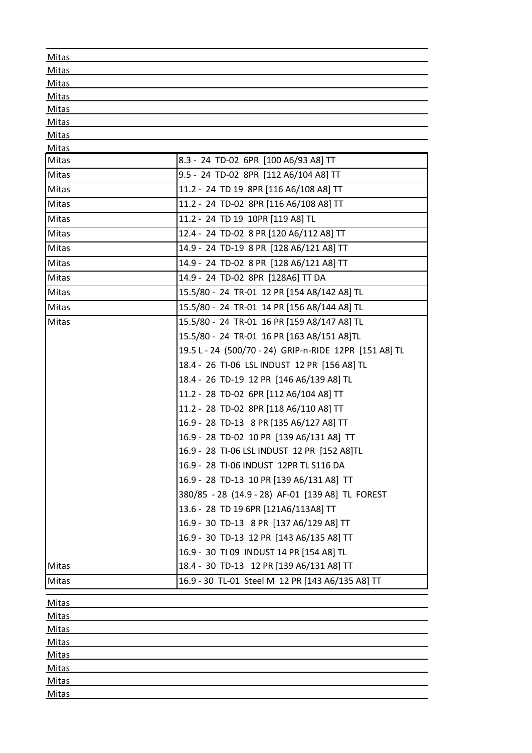| | |
|---|---|
| Mitas | |
| Mitas | |
| Mitas | |
| Mitas | |
| Mitas | |
| Mitas | |
| Mitas | |
| Mitas | |
| Mitas | 8.3 - 24 TD-02 6PR [100 A6/93 A8] TT |
| Mitas | 9.5 - 24 TD-02 8PR [112 A6/104 A8] TT |
| Mitas | 11.2 - 24 TD 19 8PR [116 A6/108 A8] TT |
| Mitas | 11.2 - 24 TD-02 8PR [116 A6/108 A8] TT |
| Mitas | 11.2 - 24 TD 19 10PR [119 A8] TL |
| Mitas | 12.4 - 24 TD-02 8 PR [120 A6/112 A8] TT |
| Mitas | 14.9 - 24 TD-19 8 PR [128 A6/121 A8] TT |
| Mitas | 14.9 - 24 TD-02 8 PR [128 A6/121 A8] TT |
| Mitas | 14.9 - 24 TD-02 8PR [128A6] TT DA |
| Mitas | 15.5/80 - 24 TR-01 12 PR [154 A8/142 A8] TL |
| Mitas | 15.5/80 - 24 TR-01 14 PR [156 A8/144 A8] TL |
| Mitas | 15.5/80 - 24 TR-01 16 PR [159 A8/147 A8] TL |
| | 15.5/80 - 24 TR-01 16 PR [163 A8/151 A8]TL |
| | 19.5 L - 24 (500/70 - 24) GRIP-n-RIDE 12PR [151 A8] TL |
| | 18.4 - 26 TI-06 LSL INDUST 12 PR [156 A8] TL |
| | 18.4 - 26 TD-19 12 PR [146 A6/139 A8] TL |
| | 11.2 - 28 TD-02 6PR [112 A6/104 A8] TT |
| | 11.2 - 28 TD-02 8PR [118 A6/110 A8] TT |
| | 16.9 - 28 TD-13 8 PR [135 A6/127 A8] TT |
| | 16.9 - 28 TD-02 10 PR [139 A6/131 A8] TT |
| | 16.9 - 28 TI-06 LSL INDUST 12 PR [152 A8]TL |
| | 16.9 - 28 TI-06 INDUST 12PR TL S116 DA |
| | 16.9 - 28 TD-13 10 PR [139 A6/131 A8] TT |
| | 380/85 - 28 (14.9 - 28) AF-01 [139 A8] TL FOREST |
| | 13.6 - 28 TD 19 6PR [121A6/113A8] TT |
| | 16.9 - 30 TD-13 8 PR [137 A6/129 A8] TT |
| | 16.9 - 30 TD-13 12 PR [143 A6/135 A8] TT |
| | 16.9 - 30 TI 09 INDUST 14 PR [154 A8] TL |
| Mitas | 18.4 - 30 TD-13 12 PR [139 A6/131 A8] TT |
| Mitas | 16.9 - 30 TL-01 Steel M 12 PR [143 A6/135 A8] TT |
| Mitas | |
| Mitas | |
| Mitas | |
| Mitas | |
| Mitas | |
| Mitas | |
| Mitas | |
| Mitas | |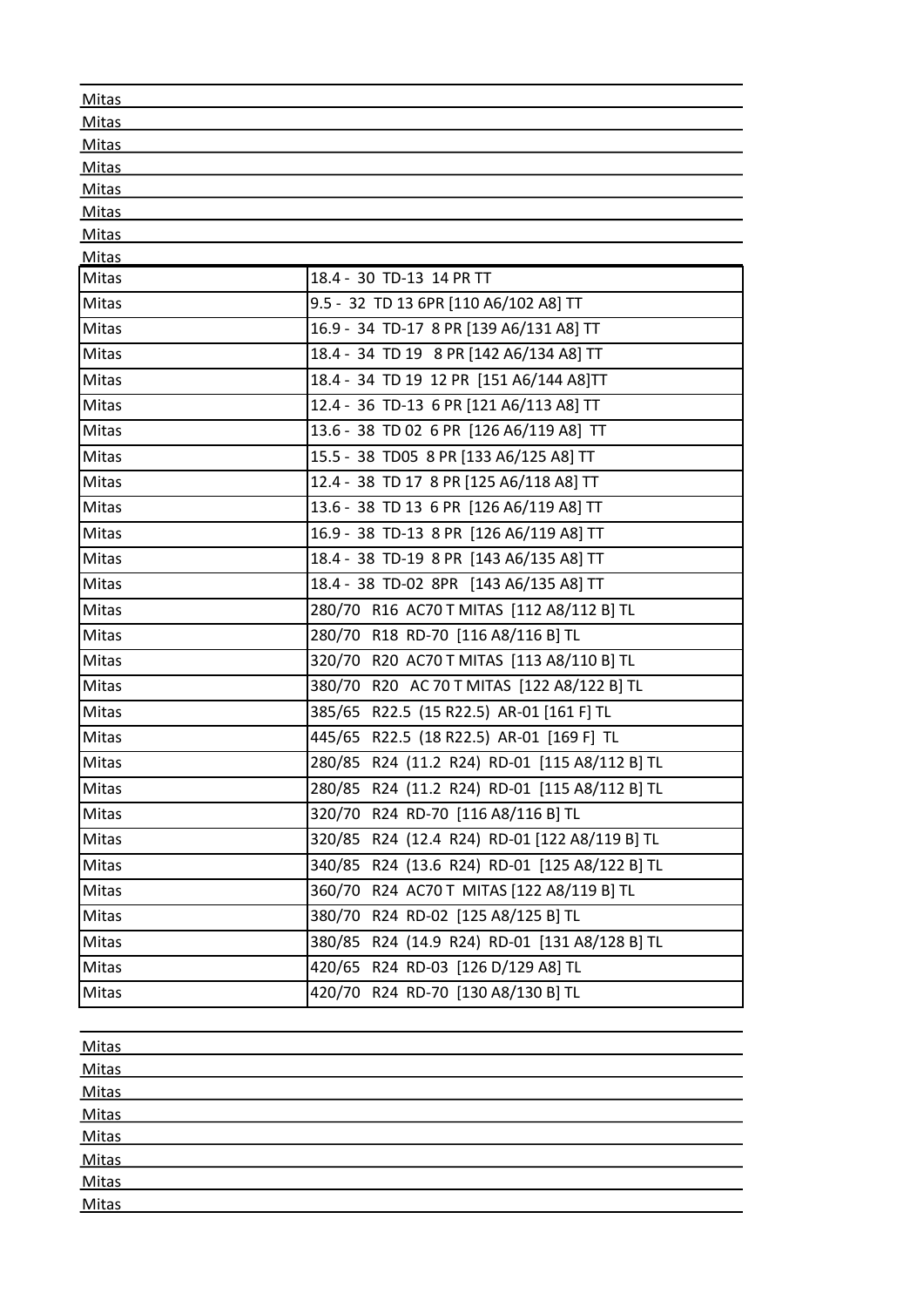| | |
|---|---|
| Mitas | |
| Mitas | |
| Mitas | |
| Mitas | |
| Mitas | |
| Mitas | |
| Mitas | |
| Mitas | |
| Mitas | 18.4 - 30 TD-13 14 PR TT |
| Mitas | 9.5 - 32 TD 13 6PR [110 A6/102 A8] TT |
| Mitas | 16.9 - 34 TD-17 8 PR [139 A6/131 A8] TT |
| Mitas | 18.4 - 34 TD 19 8 PR [142 A6/134 A8] TT |
| Mitas | 18.4 - 34 TD 19 12 PR [151 A6/144 A8]TT |
| Mitas | 12.4 - 36 TD-13 6 PR [121 A6/113 A8] TT |
| Mitas | 13.6 - 38 TD 02 6 PR [126 A6/119 A8] TT |
| Mitas | 15.5 - 38 TD05 8 PR [133 A6/125 A8] TT |
| Mitas | 12.4 - 38 TD 17 8 PR [125 A6/118 A8] TT |
| Mitas | 13.6 - 38 TD 13 6 PR [126 A6/119 A8] TT |
| Mitas | 16.9 - 38 TD-13 8 PR [126 A6/119 A8] TT |
| Mitas | 18.4 - 38 TD-19 8 PR [143 A6/135 A8] TT |
| Mitas | 18.4 - 38 TD-02 8PR [143 A6/135 A8] TT |
| Mitas | 280/70 R16 AC70 T MITAS [112 A8/112 B] TL |
| Mitas | 280/70 R18 RD-70 [116 A8/116 B] TL |
| Mitas | 320/70 R20 AC70 T MITAS [113 A8/110 B] TL |
| Mitas | 380/70 R20 AC 70 T MITAS [122 A8/122 B] TL |
| Mitas | 385/65 R22.5 (15 R22.5) AR-01 [161 F] TL |
| Mitas | 445/65 R22.5 (18 R22.5) AR-01 [169 F] TL |
| Mitas | 280/85 R24 (11.2 R24) RD-01 [115 A8/112 B] TL |
| Mitas | 280/85 R24 (11.2 R24) RD-01 [115 A8/112 B] TL |
| Mitas | 320/70 R24 RD-70 [116 A8/116 B] TL |
| Mitas | 320/85 R24 (12.4 R24) RD-01 [122 A8/119 B] TL |
| Mitas | 340/85 R24 (13.6 R24) RD-01 [125 A8/122 B] TL |
| Mitas | 360/70 R24 AC70 T MITAS [122 A8/119 B] TL |
| Mitas | 380/70 R24 RD-02 [125 A8/125 B] TL |
| Mitas | 380/85 R24 (14.9 R24) RD-01 [131 A8/128 B] TL |
| Mitas | 420/65 R24 RD-03 [126 D/129 A8] TL |
| Mitas | 420/70 R24 RD-70 [130 A8/130 B] TL |
| Mitas | |
| Mitas | |
| Mitas | |
| Mitas | |
| Mitas | |
| Mitas | |
| Mitas | |
| Mitas | |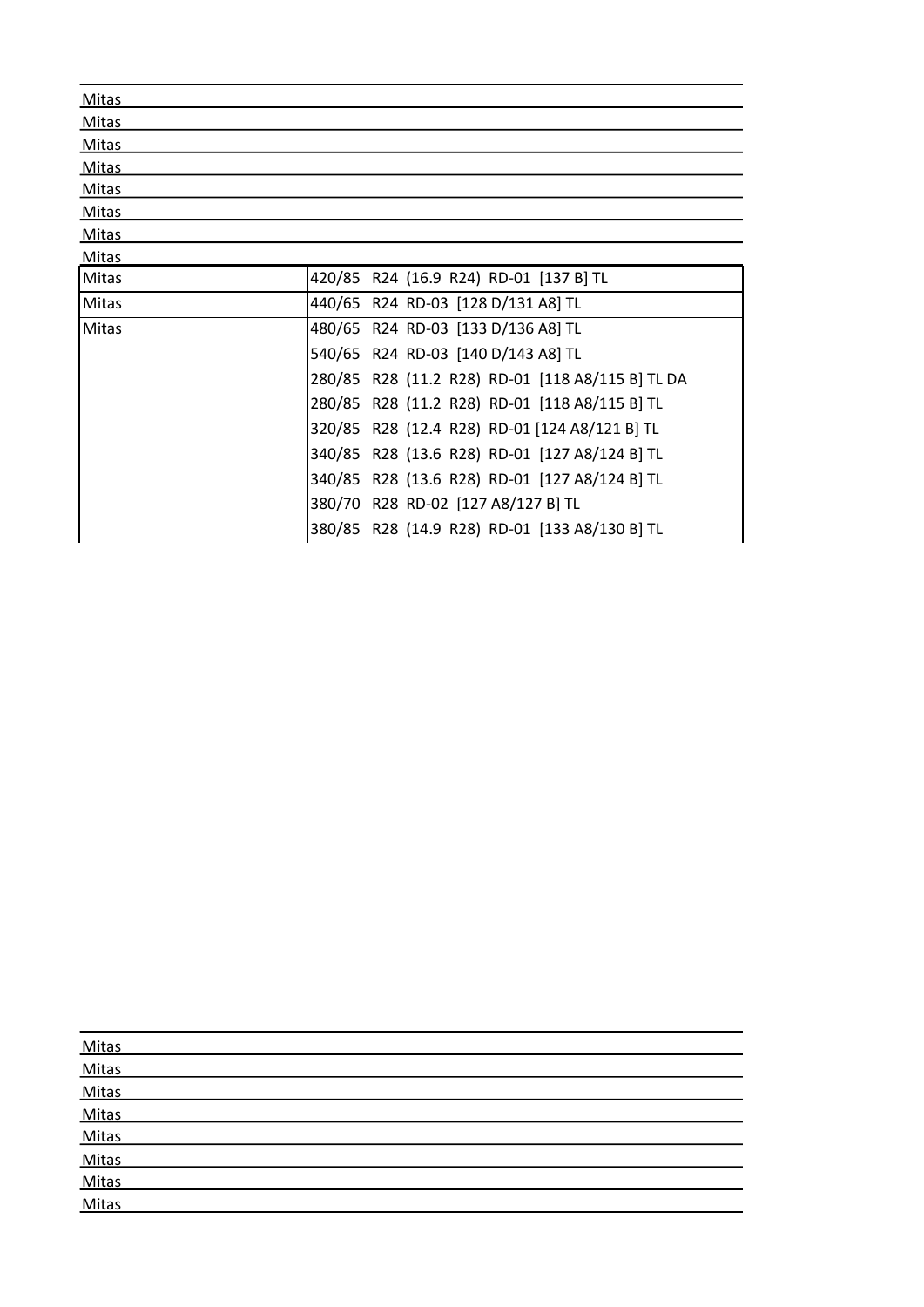Mitas
Mitas
Mitas
Mitas
Mitas
Mitas
Mitas
Mitas

| | |
|---|---|
| Mitas | 420/85 R24 (16.9 R24) RD-01 [137 B] TL |
| Mitas | 440/65 R24 RD-03 [128 D/131 A8] TL |
| Mitas | 480/65 R24 RD-03 [133 D/136 A8] TL |
| | 540/65 R24 RD-03 [140 D/143 A8] TL |
| | 280/85 R28 (11.2 R28) RD-01 [118 A8/115 B] TL DA |
| | 280/85 R28 (11.2 R28) RD-01 [118 A8/115 B] TL |
| | 320/85 R28 (12.4 R28) RD-01 [124 A8/121 B] TL |
| | 340/85 R28 (13.6 R28) RD-01 [127 A8/124 B] TL |
| | 340/85 R28 (13.6 R28) RD-01 [127 A8/124 B] TL |
| | 380/70 R28 RD-02 [127 A8/127 B] TL |
| | 380/85 R28 (14.9 R28) RD-01 [133 A8/130 B] TL |

Mitas
Mitas
Mitas
Mitas
Mitas
Mitas
Mitas
Mitas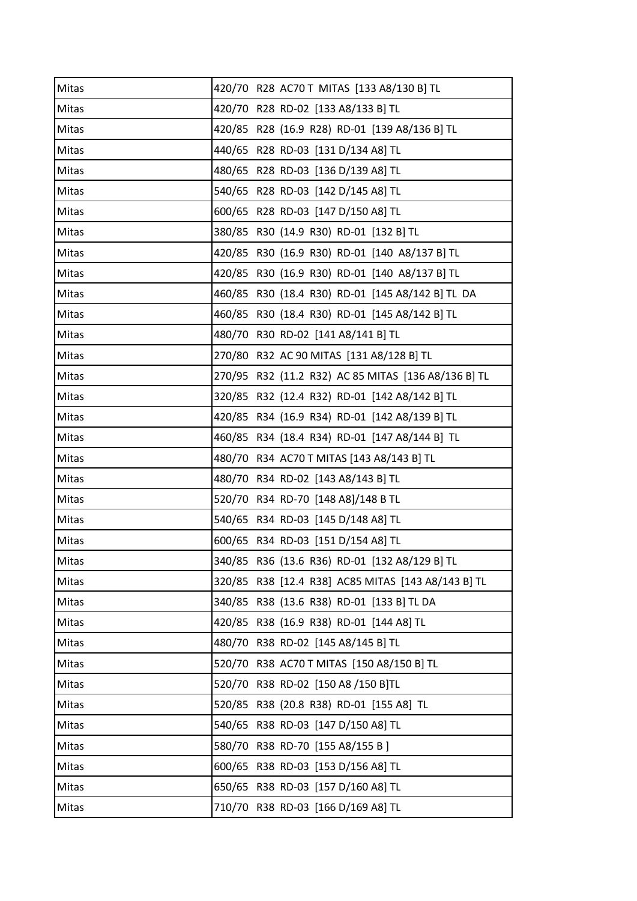| Mitas | 420/70 R28 AC70 T MITAS [133 A8/130 B] TL |
|---|---|
| Mitas | 420/70 R28 RD-02 [133 A8/133 B] TL |
| Mitas | 420/85 R28 (16.9 R28) RD-01 [139 A8/136 B] TL |
| Mitas | 440/65 R28 RD-03 [131 D/134 A8] TL |
| Mitas | 480/65 R28 RD-03 [136 D/139 A8] TL |
| Mitas | 540/65 R28 RD-03 [142 D/145 A8] TL |
| Mitas | 600/65 R28 RD-03 [147 D/150 A8] TL |
| Mitas | 380/85 R30 (14.9 R30) RD-01 [132 B] TL |
| Mitas | 420/85 R30 (16.9 R30) RD-01 [140 A8/137 B] TL |
| Mitas | 420/85 R30 (16.9 R30) RD-01 [140 A8/137 B] TL |
| Mitas | 460/85 R30 (18.4 R30) RD-01 [145 A8/142 B] TL DA |
| Mitas | 460/85 R30 (18.4 R30) RD-01 [145 A8/142 B] TL |
| Mitas | 480/70 R30 RD-02 [141 A8/141 B] TL |
| Mitas | 270/80 R32 AC 90 MITAS [131 A8/128 B] TL |
| Mitas | 270/95 R32 (11.2 R32) AC 85 MITAS [136 A8/136 B] TL |
| Mitas | 320/85 R32 (12.4 R32) RD-01 [142 A8/142 B] TL |
| Mitas | 420/85 R34 (16.9 R34) RD-01 [142 A8/139 B] TL |
| Mitas | 460/85 R34 (18.4 R34) RD-01 [147 A8/144 B] TL |
| Mitas | 480/70 R34 AC70 T MITAS [143 A8/143 B] TL |
| Mitas | 480/70 R34 RD-02 [143 A8/143 B] TL |
| Mitas | 520/70 R34 RD-70 [148 A8]/148 B TL |
| Mitas | 540/65 R34 RD-03 [145 D/148 A8] TL |
| Mitas | 600/65 R34 RD-03 [151 D/154 A8] TL |
| Mitas | 340/85 R36 (13.6 R36) RD-01 [132 A8/129 B] TL |
| Mitas | 320/85 R38 [12.4 R38] AC85 MITAS [143 A8/143 B] TL |
| Mitas | 340/85 R38 (13.6 R38) RD-01 [133 B] TL DA |
| Mitas | 420/85 R38 (16.9 R38) RD-01 [144 A8] TL |
| Mitas | 480/70 R38 RD-02 [145 A8/145 B] TL |
| Mitas | 520/70 R38 AC70 T MITAS [150 A8/150 B] TL |
| Mitas | 520/70 R38 RD-02 [150 A8 /150 B]TL |
| Mitas | 520/85 R38 (20.8 R38) RD-01 [155 A8] TL |
| Mitas | 540/65 R38 RD-03 [147 D/150 A8] TL |
| Mitas | 580/70 R38 RD-70 [155 A8/155 B ] |
| Mitas | 600/65 R38 RD-03 [153 D/156 A8] TL |
| Mitas | 650/65 R38 RD-03 [157 D/160 A8] TL |
| Mitas | 710/70 R38 RD-03 [166 D/169 A8] TL |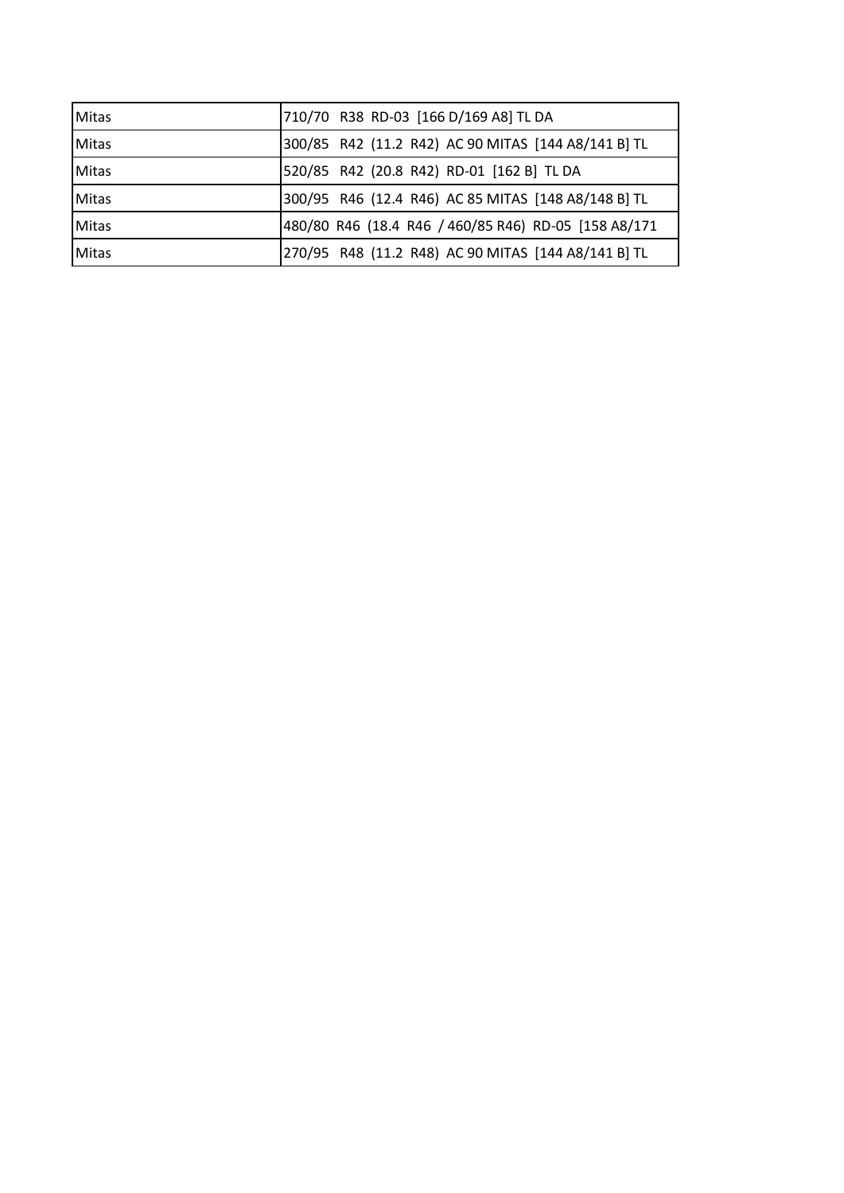| | |
|---|---|
| Mitas | 710/70 R38 RD-03 [166 D/169 A8] TL DA |
| Mitas | 300/85 R42 (11.2 R42) AC 90 MITAS [144 A8/141 B] TL |
| Mitas | 520/85 R42 (20.8 R42) RD-01 [162 B] TL DA |
| Mitas | 300/95 R46 (12.4 R46) AC 85 MITAS [148 A8/148 B] TL |
| Mitas | 480/80 R46 (18.4 R46 / 460/85 R46) RD-05 [158 A8/171 |
| Mitas | 270/95 R48 (11.2 R48) AC 90 MITAS [144 A8/141 B] TL |